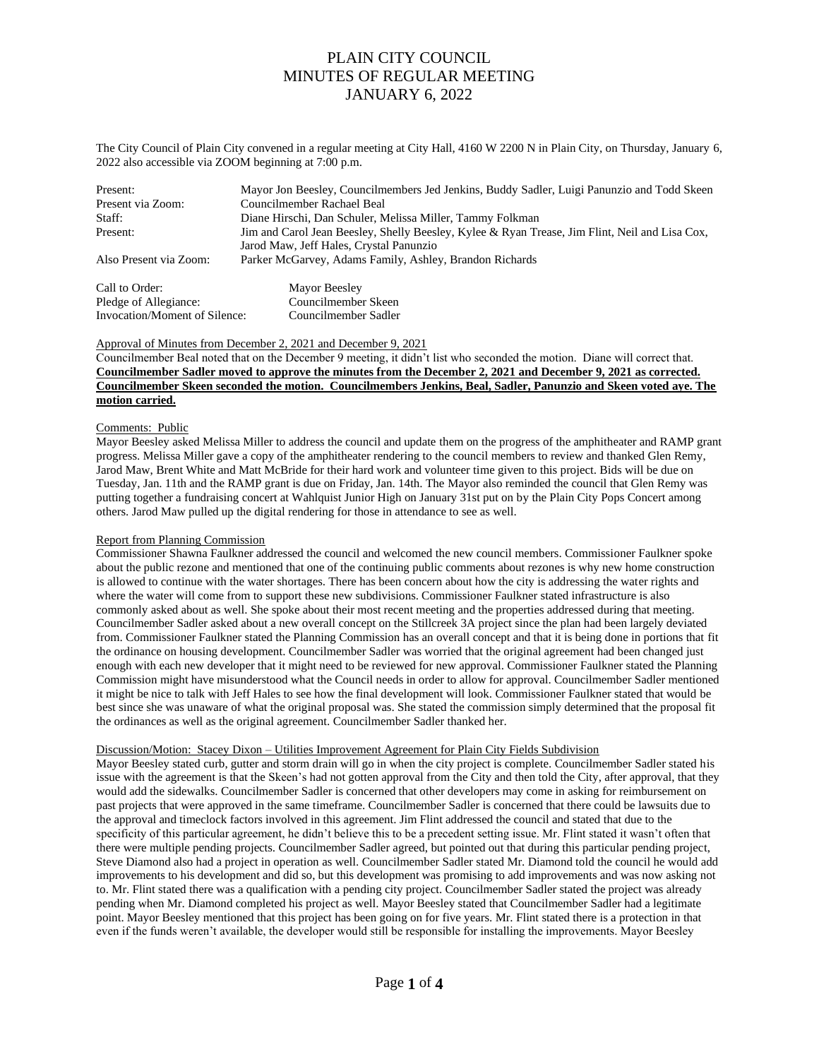# PLAIN CITY COUNCIL
# MINUTES OF REGULAR MEETING
# JANUARY 6, 2022

The City Council of Plain City convened in a regular meeting at City Hall, 4160 W 2200 N in Plain City, on Thursday, January 6, 2022 also accessible via ZOOM beginning at 7:00 p.m.

| | |
|---|---|
| Present: | Mayor Jon Beesley, Councilmembers Jed Jenkins, Buddy Sadler, Luigi Panunzio and Todd Skeen |
| Present via Zoom: | Councilmember Rachael Beal |
| Staff: | Diane Hirschi, Dan Schuler, Melissa Miller, Tammy Folkman |
| Present: | Jim and Carol Jean Beesley, Shelly Beesley, Kylee & Ryan Trease, Jim Flint, Neil and Lisa Cox, Jarod Maw, Jeff Hales, Crystal Panunzio |
| Also Present via Zoom: | Parker McGarvey, Adams Family, Ashley, Brandon Richards |

| | |
|---|---|
| Call to Order: | Mayor Beesley |
| Pledge of Allegiance: | Councilmember Skeen |
| Invocation/Moment of Silence: | Councilmember Sadler |

Approval of Minutes from December 2, 2021 and December 9, 2021

Councilmember Beal noted that on the December 9 meeting, it didn't list who seconded the motion. Diane will correct that. **Councilmember Sadler moved to approve the minutes from the December 2, 2021 and December 9, 2021 as corrected. Councilmember Skeen seconded the motion. Councilmembers Jenkins, Beal, Sadler, Panunzio and Skeen voted aye. The motion carried.**

Comments: Public

Mayor Beesley asked Melissa Miller to address the council and update them on the progress of the amphitheater and RAMP grant progress. Melissa Miller gave a copy of the amphitheater rendering to the council members to review and thanked Glen Remy, Jarod Maw, Brent White and Matt McBride for their hard work and volunteer time given to this project. Bids will be due on Tuesday, Jan. 11th and the RAMP grant is due on Friday, Jan. 14th. The Mayor also reminded the council that Glen Remy was putting together a fundraising concert at Wahlquist Junior High on January 31st put on by the Plain City Pops Concert among others. Jarod Maw pulled up the digital rendering for those in attendance to see as well.

Report from Planning Commission

Commissioner Shawna Faulkner addressed the council and welcomed the new council members. Commissioner Faulkner spoke about the public rezone and mentioned that one of the continuing public comments about rezones is why new home construction is allowed to continue with the water shortages. There has been concern about how the city is addressing the water rights and where the water will come from to support these new subdivisions. Commissioner Faulkner stated infrastructure is also commonly asked about as well. She spoke about their most recent meeting and the properties addressed during that meeting. Councilmember Sadler asked about a new overall concept on the Stillcreek 3A project since the plan had been largely deviated from. Commissioner Faulkner stated the Planning Commission has an overall concept and that it is being done in portions that fit the ordinance on housing development. Councilmember Sadler was worried that the original agreement had been changed just enough with each new developer that it might need to be reviewed for new approval. Commissioner Faulkner stated the Planning Commission might have misunderstood what the Council needs in order to allow for approval. Councilmember Sadler mentioned it might be nice to talk with Jeff Hales to see how the final development will look. Commissioner Faulkner stated that would be best since she was unaware of what the original proposal was. She stated the commission simply determined that the proposal fit the ordinances as well as the original agreement. Councilmember Sadler thanked her.

Discussion/Motion: Stacey Dixon – Utilities Improvement Agreement for Plain City Fields Subdivision

Mayor Beesley stated curb, gutter and storm drain will go in when the city project is complete. Councilmember Sadler stated his issue with the agreement is that the Skeen's had not gotten approval from the City and then told the City, after approval, that they would add the sidewalks. Councilmember Sadler is concerned that other developers may come in asking for reimbursement on past projects that were approved in the same timeframe. Councilmember Sadler is concerned that there could be lawsuits due to the approval and timeclock factors involved in this agreement. Jim Flint addressed the council and stated that due to the specificity of this particular agreement, he didn't believe this to be a precedent setting issue. Mr. Flint stated it wasn't often that there were multiple pending projects. Councilmember Sadler agreed, but pointed out that during this particular pending project, Steve Diamond also had a project in operation as well. Councilmember Sadler stated Mr. Diamond told the council he would add improvements to his development and did so, but this development was promising to add improvements and was now asking not to. Mr. Flint stated there was a qualification with a pending city project. Councilmember Sadler stated the project was already pending when Mr. Diamond completed his project as well. Mayor Beesley stated that Councilmember Sadler had a legitimate point. Mayor Beesley mentioned that this project has been going on for five years. Mr. Flint stated there is a protection in that even if the funds weren't available, the developer would still be responsible for installing the improvements. Mayor Beesley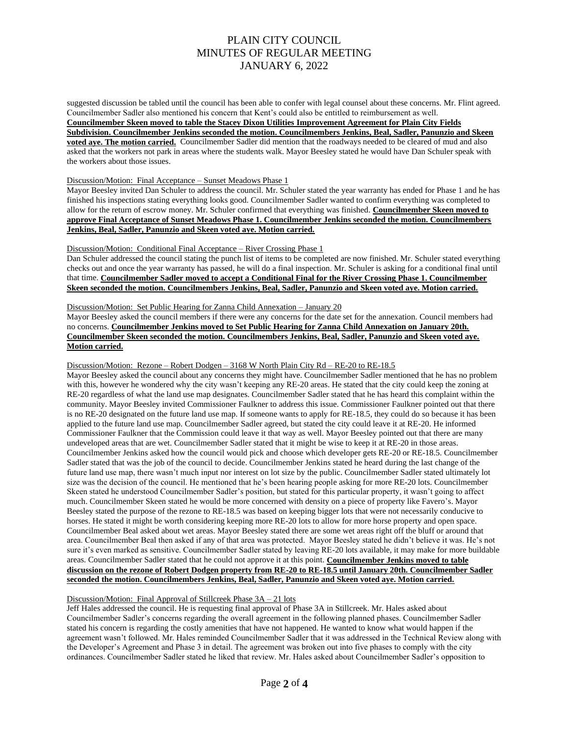suggested discussion be tabled until the council has been able to confer with legal counsel about these concerns. Mr. Flint agreed. Councilmember Sadler also mentioned his concern that Kent's could also be entitled to reimbursement as well. **Councilmember Skeen moved to table the Stacey Dixon Utilities Improvement Agreement for Plain City Fields Subdivision. Councilmember Jenkins seconded the motion. Councilmembers Jenkins, Beal, Sadler, Panunzio and Skeen voted aye. The motion carried.** Councilmember Sadler did mention that the roadways needed to be cleared of mud and also asked that the workers not park in areas where the students walk. Mayor Beesley stated he would have Dan Schuler speak with the workers about those issues.

Discussion/Motion: Final Acceptance – Sunset Meadows Phase 1

Mayor Beesley invited Dan Schuler to address the council. Mr. Schuler stated the year warranty has ended for Phase 1 and he has finished his inspections stating everything looks good. Councilmember Sadler wanted to confirm everything was completed to allow for the return of escrow money. Mr. Schuler confirmed that everything was finished. **Councilmember Skeen moved to approve Final Acceptance of Sunset Meadows Phase 1. Councilmember Jenkins seconded the motion. Councilmembers Jenkins, Beal, Sadler, Panunzio and Skeen voted aye. Motion carried.**

Discussion/Motion: Conditional Final Acceptance – River Crossing Phase 1

Dan Schuler addressed the council stating the punch list of items to be completed are now finished. Mr. Schuler stated everything checks out and once the year warranty has passed, he will do a final inspection. Mr. Schuler is asking for a conditional final until that time. **Councilmember Sadler moved to accept a Conditional Final for the River Crossing Phase 1. Councilmember Skeen seconded the motion. Councilmembers Jenkins, Beal, Sadler, Panunzio and Skeen voted aye. Motion carried.**

Discussion/Motion: Set Public Hearing for Zanna Child Annexation – January 20

Mayor Beesley asked the council members if there were any concerns for the date set for the annexation. Council members had no concerns. **Councilmember Jenkins moved to Set Public Hearing for Zanna Child Annexation on January 20th. Councilmember Skeen seconded the motion. Councilmembers Jenkins, Beal, Sadler, Panunzio and Skeen voted aye. Motion carried.**

Discussion/Motion: Rezone – Robert Dodgen – 3168 W North Plain City Rd – RE-20 to RE-18.5

Mayor Beesley asked the council about any concerns they might have. Councilmember Sadler mentioned that he has no problem with this, however he wondered why the city wasn't keeping any RE-20 areas. He stated that the city could keep the zoning at RE-20 regardless of what the land use map designates. Councilmember Sadler stated that he has heard this complaint within the community. Mayor Beesley invited Commissioner Faulkner to address this issue. Commissioner Faulkner pointed out that there is no RE-20 designated on the future land use map. If someone wants to apply for RE-18.5, they could do so because it has been applied to the future land use map. Councilmember Sadler agreed, but stated the city could leave it at RE-20. He informed Commissioner Faulkner that the Commission could leave it that way as well. Mayor Beesley pointed out that there are many undeveloped areas that are wet. Councilmember Sadler stated that it might be wise to keep it at RE-20 in those areas. Councilmember Jenkins asked how the council would pick and choose which developer gets RE-20 or RE-18.5. Councilmember Sadler stated that was the job of the council to decide. Councilmember Jenkins stated he heard during the last change of the future land use map, there wasn't much input nor interest on lot size by the public. Councilmember Sadler stated ultimately lot size was the decision of the council. He mentioned that he's been hearing people asking for more RE-20 lots. Councilmember Skeen stated he understood Councilmember Sadler's position, but stated for this particular property, it wasn't going to affect much. Councilmember Skeen stated he would be more concerned with density on a piece of property like Favero's. Mayor Beesley stated the purpose of the rezone to RE-18.5 was based on keeping bigger lots that were not necessarily conducive to horses. He stated it might be worth considering keeping more RE-20 lots to allow for more horse property and open space. Councilmember Beal asked about wet areas. Mayor Beesley stated there are some wet areas right off the bluff or around that area. Councilmember Beal then asked if any of that area was protected. Mayor Beesley stated he didn't believe it was. He's not sure it's even marked as sensitive. Councilmember Sadler stated by leaving RE-20 lots available, it may make for more buildable areas. Councilmember Sadler stated that he could not approve it at this point. **Councilmember Jenkins moved to table discussion on the rezone of Robert Dodgen property from RE-20 to RE-18.5 until January 20th. Councilmember Sadler seconded the motion. Councilmembers Jenkins, Beal, Sadler, Panunzio and Skeen voted aye. Motion carried.**

Discussion/Motion: Final Approval of Stillcreek Phase 3A – 21 lots

Jeff Hales addressed the council. He is requesting final approval of Phase 3A in Stillcreek. Mr. Hales asked about Councilmember Sadler's concerns regarding the overall agreement in the following planned phases. Councilmember Sadler stated his concern is regarding the costly amenities that have not happened. He wanted to know what would happen if the agreement wasn't followed. Mr. Hales reminded Councilmember Sadler that it was addressed in the Technical Review along with the Developer's Agreement and Phase 3 in detail. The agreement was broken out into five phases to comply with the city ordinances. Councilmember Sadler stated he liked that review. Mr. Hales asked about Councilmember Sadler's opposition to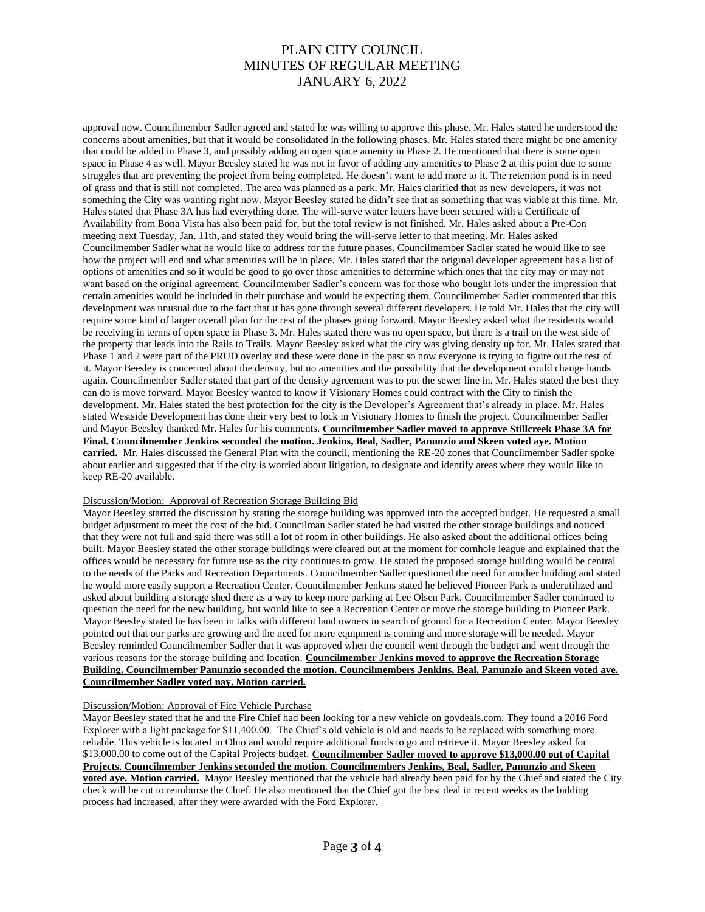approval now. Councilmember Sadler agreed and stated he was willing to approve this phase. Mr. Hales stated he understood the concerns about amenities, but that it would be consolidated in the following phases. Mr. Hales stated there might be one amenity that could be added in Phase 3, and possibly adding an open space amenity in Phase 2. He mentioned that there is some open space in Phase 4 as well. Mayor Beesley stated he was not in favor of adding any amenities to Phase 2 at this point due to some struggles that are preventing the project from being completed. He doesn't want to add more to it. The retention pond is in need of grass and that is still not completed. The area was planned as a park. Mr. Hales clarified that as new developers, it was not something the City was wanting right now. Mayor Beesley stated he didn't see that as something that was viable at this time. Mr. Hales stated that Phase 3A has had everything done. The will-serve water letters have been secured with a Certificate of Availability from Bona Vista has also been paid for, but the total review is not finished. Mr. Hales asked about a Pre-Con meeting next Tuesday, Jan. 11th, and stated they would bring the will-serve letter to that meeting. Mr. Hales asked Councilmember Sadler what he would like to address for the future phases. Councilmember Sadler stated he would like to see how the project will end and what amenities will be in place. Mr. Hales stated that the original developer agreement has a list of options of amenities and so it would be good to go over those amenities to determine which ones that the city may or may not want based on the original agreement. Councilmember Sadler's concern was for those who bought lots under the impression that certain amenities would be included in their purchase and would be expecting them. Councilmember Sadler commented that this development was unusual due to the fact that it has gone through several different developers. He told Mr. Hales that the city will require some kind of larger overall plan for the rest of the phases going forward. Mayor Beesley asked what the residents would be receiving in terms of open space in Phase 3. Mr. Hales stated there was no open space, but there is a trail on the west side of the property that leads into the Rails to Trails. Mayor Beesley asked what the city was giving density up for. Mr. Hales stated that Phase 1 and 2 were part of the PRUD overlay and these were done in the past so now everyone is trying to figure out the rest of it. Mayor Beesley is concerned about the density, but no amenities and the possibility that the development could change hands again. Councilmember Sadler stated that part of the density agreement was to put the sewer line in. Mr. Hales stated the best they can do is move forward. Mayor Beesley wanted to know if Visionary Homes could contract with the City to finish the development. Mr. Hales stated the best protection for the city is the Developer's Agreement that's already in place. Mr. Hales stated Westside Development has done their very best to lock in Visionary Homes to finish the project. Councilmember Sadler and Mayor Beesley thanked Mr. Hales for his comments. **Councilmember Sadler moved to approve Stillcreek Phase 3A for Final. Councilmember Jenkins seconded the motion. Jenkins, Beal, Sadler, Panunzio and Skeen voted aye. Motion carried.** Mr. Hales discussed the General Plan with the council, mentioning the RE-20 zones that Councilmember Sadler spoke about earlier and suggested that if the city is worried about litigation, to designate and identify areas where they would like to keep RE-20 available.

Discussion/Motion: Approval of Recreation Storage Building Bid

Mayor Beesley started the discussion by stating the storage building was approved into the accepted budget. He requested a small budget adjustment to meet the cost of the bid. Councilman Sadler stated he had visited the other storage buildings and noticed that they were not full and said there was still a lot of room in other buildings. He also asked about the additional offices being built. Mayor Beesley stated the other storage buildings were cleared out at the moment for cornhole league and explained that the offices would be necessary for future use as the city continues to grow. He stated the proposed storage building would be central to the needs of the Parks and Recreation Departments. Councilmember Sadler questioned the need for another building and stated he would more easily support a Recreation Center. Councilmember Jenkins stated he believed Pioneer Park is underutilized and asked about building a storage shed there as a way to keep more parking at Lee Olsen Park. Councilmember Sadler continued to question the need for the new building, but would like to see a Recreation Center or move the storage building to Pioneer Park. Mayor Beesley stated he has been in talks with different land owners in search of ground for a Recreation Center. Mayor Beesley pointed out that our parks are growing and the need for more equipment is coming and more storage will be needed. Mayor Beesley reminded Councilmember Sadler that it was approved when the council went through the budget and went through the various reasons for the storage building and location. **Councilmember Jenkins moved to approve the Recreation Storage Building. Councilmember Panunzio seconded the motion. Councilmembers Jenkins, Beal, Panunzio and Skeen voted aye. Councilmember Sadler voted nay. Motion carried.**

Discussion/Motion: Approval of Fire Vehicle Purchase

Mayor Beesley stated that he and the Fire Chief had been looking for a new vehicle on govdeals.com. They found a 2016 Ford Explorer with a light package for $11,400.00. The Chief's old vehicle is old and needs to be replaced with something more reliable. This vehicle is located in Ohio and would require additional funds to go and retrieve it. Mayor Beesley asked for $13,000.00 to come out of the Capital Projects budget. **Councilmember Sadler moved to approve $13,000.00 out of Capital Projects. Councilmember Jenkins seconded the motion. Councilmembers Jenkins, Beal, Sadler, Panunzio and Skeen voted aye. Motion carried.** Mayor Beesley mentioned that the vehicle had already been paid for by the Chief and stated the City check will be cut to reimburse the Chief. He also mentioned that the Chief got the best deal in recent weeks as the bidding process had increased. after they were awarded with the Ford Explorer.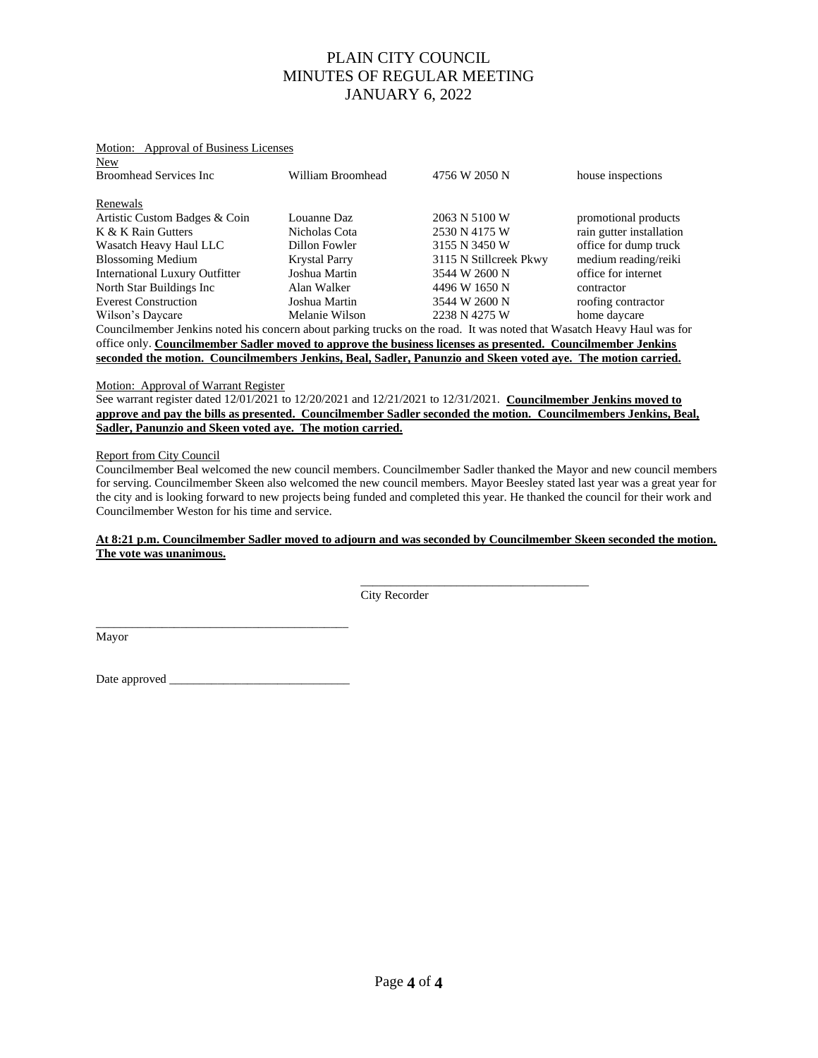# PLAIN CITY COUNCIL
# MINUTES OF REGULAR MEETING
# JANUARY 6, 2022

Motion: Approval of Business Licenses

New

| | | | |
|---|---|---|---|
| Broomhead Services Inc | William Broomhead | 4756 W 2050 N | house inspections |

Renewals

| | | | |
|---|---|---|---|
| Artistic Custom Badges & Coin | Louanne Daz | 2063 N 5100 W | promotional products |
| K & K Rain Gutters | Nicholas Cota | 2530 N 4175 W | rain gutter installation |
| Wasatch Heavy Haul LLC | Dillon Fowler | 3155 N 3450 W | office for dump truck |
| Blossoming Medium | Krystal Parry | 3115 N Stillcreek Pkwy | medium reading/reiki |
| International Luxury Outfitter | Joshua Martin | 3544 W 2600 N | office for internet |
| North Star Buildings Inc | Alan Walker | 4496 W 1650 N | contractor |
| Everest Construction | Joshua Martin | 3544 W 2600 N | roofing contractor |
| Wilson's Daycare | Melanie Wilson | 2238 N 4275 W | home daycare |

Councilmember Jenkins noted his concern about parking trucks on the road. It was noted that Wasatch Heavy Haul was for office only. **Councilmember Sadler moved to approve the business licenses as presented. Councilmember Jenkins seconded the motion. Councilmembers Jenkins, Beal, Sadler, Panunzio and Skeen voted aye. The motion carried.**

Motion: Approval of Warrant Register

See warrant register dated 12/01/2021 to 12/20/2021 and 12/21/2021 to 12/31/2021. **Councilmember Jenkins moved to approve and pay the bills as presented. Councilmember Sadler seconded the motion. Councilmembers Jenkins, Beal, Sadler, Panunzio and Skeen voted aye. The motion carried.**

Report from City Council

Councilmember Beal welcomed the new council members. Councilmember Sadler thanked the Mayor and new council members for serving. Councilmember Skeen also welcomed the new council members. Mayor Beesley stated last year was a great year for the city and is looking forward to new projects being funded and completed this year. He thanked the council for their work and Councilmember Weston for his time and service.

**At 8:21 p.m. Councilmember Sadler moved to adjourn and was seconded by Councilmember Skeen seconded the motion. The vote was unanimous.**

_____________________________________
City Recorder

_________________________________________
Mayor

Date approved _____________________________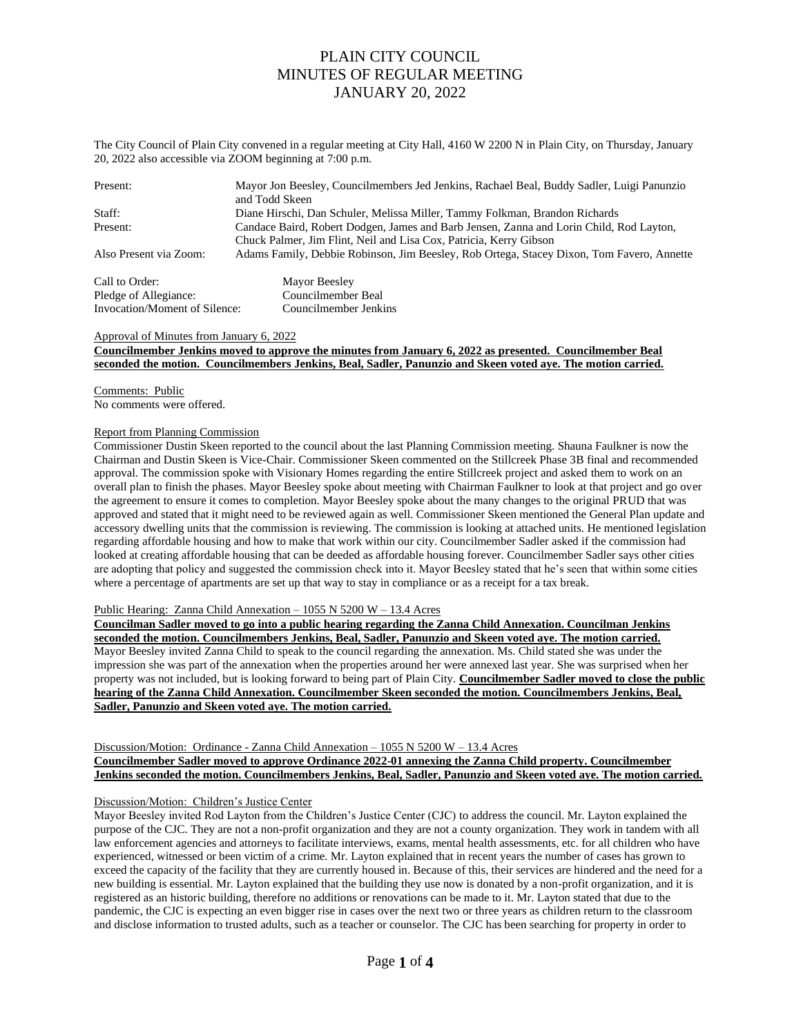# PLAIN CITY COUNCIL
# MINUTES OF REGULAR MEETING
# JANUARY 20, 2022

The City Council of Plain City convened in a regular meeting at City Hall, 4160 W 2200 N in Plain City, on Thursday, January 20, 2022 also accessible via ZOOM beginning at 7:00 p.m.

| | |
|---|---|
| Present: | Mayor Jon Beesley, Councilmembers Jed Jenkins, Rachael Beal, Buddy Sadler, Luigi Panunzio and Todd Skeen |
| Staff: | Diane Hirschi, Dan Schuler, Melissa Miller, Tammy Folkman, Brandon Richards |
| Present: | Candace Baird, Robert Dodgen, James and Barb Jensen, Zanna and Lorin Child, Rod Layton, Chuck Palmer, Jim Flint, Neil and Lisa Cox, Patricia, Kerry Gibson |
| Also Present via Zoom: | Adams Family, Debbie Robinson, Jim Beesley, Rob Ortega, Stacey Dixon, Tom Favero, Annette |

| | |
|---|---|
| Call to Order: | Mayor Beesley |
| Pledge of Allegiance: | Councilmember Beal |
| Invocation/Moment of Silence: | Councilmember Jenkins |

Approval of Minutes from January 6, 2022

**Councilmember Jenkins moved to approve the minutes from January 6, 2022 as presented. Councilmember Beal seconded the motion. Councilmembers Jenkins, Beal, Sadler, Panunzio and Skeen voted aye. The motion carried.**

Comments: Public

No comments were offered.

Report from Planning Commission

Commissioner Dustin Skeen reported to the council about the last Planning Commission meeting. Shauna Faulkner is now the Chairman and Dustin Skeen is Vice-Chair. Commissioner Skeen commented on the Stillcreek Phase 3B final and recommended approval. The commission spoke with Visionary Homes regarding the entire Stillcreek project and asked them to work on an overall plan to finish the phases. Mayor Beesley spoke about meeting with Chairman Faulkner to look at that project and go over the agreement to ensure it comes to completion. Mayor Beesley spoke about the many changes to the original PRUD that was approved and stated that it might need to be reviewed again as well. Commissioner Skeen mentioned the General Plan update and accessory dwelling units that the commission is reviewing. The commission is looking at attached units. He mentioned legislation regarding affordable housing and how to make that work within our city. Councilmember Sadler asked if the commission had looked at creating affordable housing that can be deeded as affordable housing forever. Councilmember Sadler says other cities are adopting that policy and suggested the commission check into it. Mayor Beesley stated that he's seen that within some cities where a percentage of apartments are set up that way to stay in compliance or as a receipt for a tax break.

Public Hearing: Zanna Child Annexation – 1055 N 5200 W – 13.4 Acres

**Councilman Sadler moved to go into a public hearing regarding the Zanna Child Annexation. Councilman Jenkins seconded the motion. Councilmembers Jenkins, Beal, Sadler, Panunzio and Skeen voted aye. The motion carried.** Mayor Beesley invited Zanna Child to speak to the council regarding the annexation. Ms. Child stated she was under the impression she was part of the annexation when the properties around her were annexed last year. She was surprised when her property was not included, but is looking forward to being part of Plain City. **Councilmember Sadler moved to close the public hearing of the Zanna Child Annexation. Councilmember Skeen seconded the motion. Councilmembers Jenkins, Beal, Sadler, Panunzio and Skeen voted aye. The motion carried.**

Discussion/Motion: Ordinance - Zanna Child Annexation – 1055 N 5200 W – 13.4 Acres

**Councilmember Sadler moved to approve Ordinance 2022-01 annexing the Zanna Child property. Councilmember Jenkins seconded the motion. Councilmembers Jenkins, Beal, Sadler, Panunzio and Skeen voted aye. The motion carried.**

Discussion/Motion: Children's Justice Center

Mayor Beesley invited Rod Layton from the Children's Justice Center (CJC) to address the council. Mr. Layton explained the purpose of the CJC. They are not a non-profit organization and they are not a county organization. They work in tandem with all law enforcement agencies and attorneys to facilitate interviews, exams, mental health assessments, etc. for all children who have experienced, witnessed or been victim of a crime. Mr. Layton explained that in recent years the number of cases has grown to exceed the capacity of the facility that they are currently housed in. Because of this, their services are hindered and the need for a new building is essential. Mr. Layton explained that the building they use now is donated by a non-profit organization, and it is registered as an historic building, therefore no additions or renovations can be made to it. Mr. Layton stated that due to the pandemic, the CJC is expecting an even bigger rise in cases over the next two or three years as children return to the classroom and disclose information to trusted adults, such as a teacher or counselor. The CJC has been searching for property in order to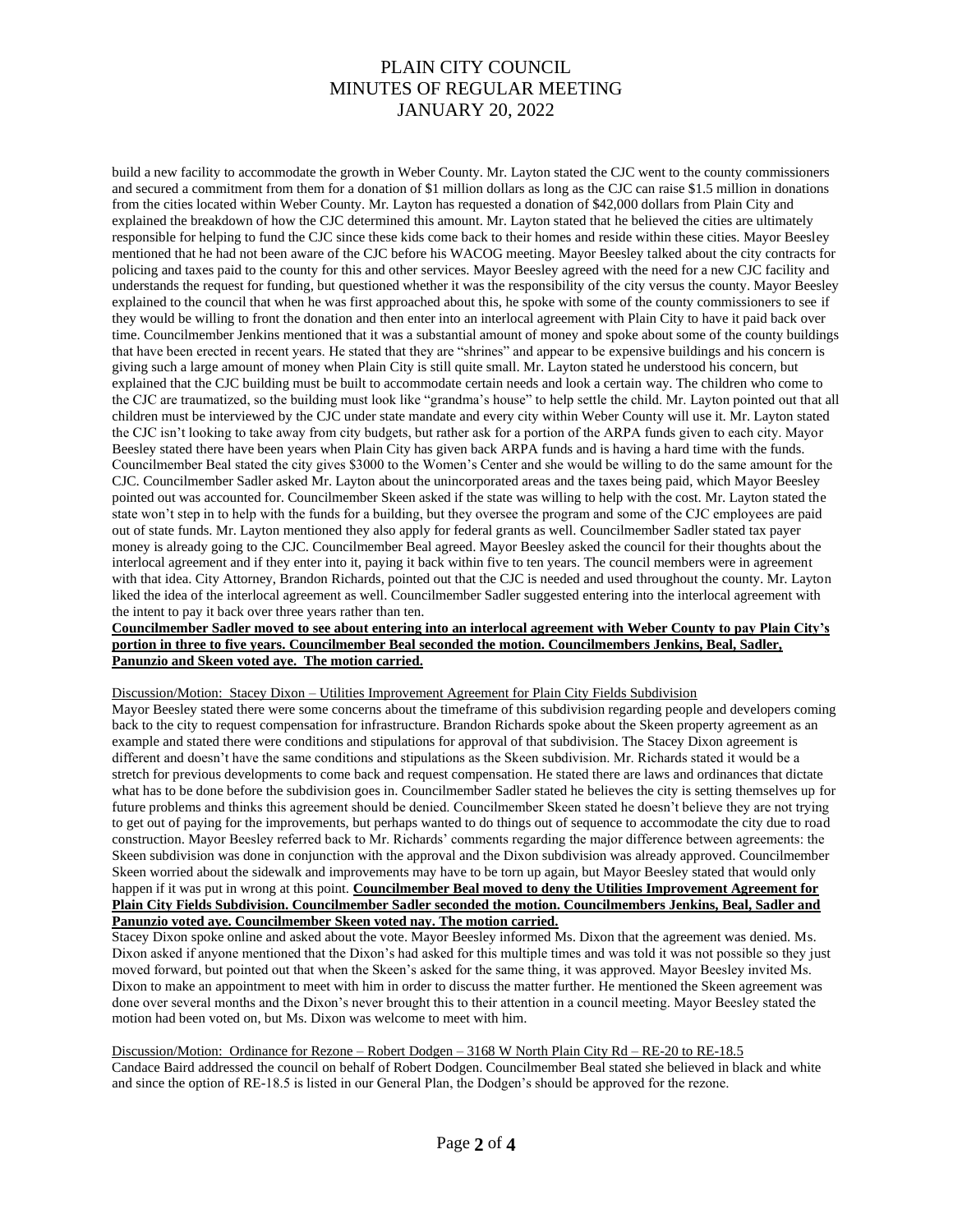build a new facility to accommodate the growth in Weber County. Mr. Layton stated the CJC went to the county commissioners and secured a commitment from them for a donation of $1 million dollars as long as the CJC can raise $1.5 million in donations from the cities located within Weber County. Mr. Layton has requested a donation of $42,000 dollars from Plain City and explained the breakdown of how the CJC determined this amount. Mr. Layton stated that he believed the cities are ultimately responsible for helping to fund the CJC since these kids come back to their homes and reside within these cities. Mayor Beesley mentioned that he had not been aware of the CJC before his WACOG meeting. Mayor Beesley talked about the city contracts for policing and taxes paid to the county for this and other services. Mayor Beesley agreed with the need for a new CJC facility and understands the request for funding, but questioned whether it was the responsibility of the city versus the county. Mayor Beesley explained to the council that when he was first approached about this, he spoke with some of the county commissioners to see if they would be willing to front the donation and then enter into an interlocal agreement with Plain City to have it paid back over time. Councilmember Jenkins mentioned that it was a substantial amount of money and spoke about some of the county buildings that have been erected in recent years. He stated that they are "shrines" and appear to be expensive buildings and his concern is giving such a large amount of money when Plain City is still quite small. Mr. Layton stated he understood his concern, but explained that the CJC building must be built to accommodate certain needs and look a certain way. The children who come to the CJC are traumatized, so the building must look like "grandma's house" to help settle the child. Mr. Layton pointed out that all children must be interviewed by the CJC under state mandate and every city within Weber County will use it. Mr. Layton stated the CJC isn't looking to take away from city budgets, but rather ask for a portion of the ARPA funds given to each city. Mayor Beesley stated there have been years when Plain City has given back ARPA funds and is having a hard time with the funds. Councilmember Beal stated the city gives $3000 to the Women's Center and she would be willing to do the same amount for the CJC. Councilmember Sadler asked Mr. Layton about the unincorporated areas and the taxes being paid, which Mayor Beesley pointed out was accounted for. Councilmember Skeen asked if the state was willing to help with the cost. Mr. Layton stated the state won't step in to help with the funds for a building, but they oversee the program and some of the CJC employees are paid out of state funds. Mr. Layton mentioned they also apply for federal grants as well. Councilmember Sadler stated tax payer money is already going to the CJC. Councilmember Beal agreed. Mayor Beesley asked the council for their thoughts about the interlocal agreement and if they enter into it, paying it back within five to ten years. The council members were in agreement with that idea. City Attorney, Brandon Richards, pointed out that the CJC is needed and used throughout the county. Mr. Layton liked the idea of the interlocal agreement as well. Councilmember Sadler suggested entering into the interlocal agreement with the intent to pay it back over three years rather than ten.
**Councilmember Sadler moved to see about entering into an interlocal agreement with Weber County to pay Plain City's portion in three to five years. Councilmember Beal seconded the motion. Councilmembers Jenkins, Beal, Sadler, Panunzio and Skeen voted aye. The motion carried.**

Discussion/Motion: Stacey Dixon – Utilities Improvement Agreement for Plain City Fields Subdivision
Mayor Beesley stated there were some concerns about the timeframe of this subdivision regarding people and developers coming back to the city to request compensation for infrastructure. Brandon Richards spoke about the Skeen property agreement as an example and stated there were conditions and stipulations for approval of that subdivision. The Stacey Dixon agreement is different and doesn't have the same conditions and stipulations as the Skeen subdivision. Mr. Richards stated it would be a stretch for previous developments to come back and request compensation. He stated there are laws and ordinances that dictate what has to be done before the subdivision goes in. Councilmember Sadler stated he believes the city is setting themselves up for future problems and thinks this agreement should be denied. Councilmember Skeen stated he doesn't believe they are not trying to get out of paying for the improvements, but perhaps wanted to do things out of sequence to accommodate the city due to road construction. Mayor Beesley referred back to Mr. Richards' comments regarding the major difference between agreements: the Skeen subdivision was done in conjunction with the approval and the Dixon subdivision was already approved. Councilmember Skeen worried about the sidewalk and improvements may have to be torn up again, but Mayor Beesley stated that would only happen if it was put in wrong at this point. **Councilmember Beal moved to deny the Utilities Improvement Agreement for Plain City Fields Subdivision. Councilmember Sadler seconded the motion. Councilmembers Jenkins, Beal, Sadler and Panunzio voted aye. Councilmember Skeen voted nay. The motion carried.**
Stacey Dixon spoke online and asked about the vote. Mayor Beesley informed Ms. Dixon that the agreement was denied. Ms. Dixon asked if anyone mentioned that the Dixon's had asked for this multiple times and was told it was not possible so they just moved forward, but pointed out that when the Skeen's asked for the same thing, it was approved. Mayor Beesley invited Ms. Dixon to make an appointment to meet with him in order to discuss the matter further. He mentioned the Skeen agreement was done over several months and the Dixon's never brought this to their attention in a council meeting. Mayor Beesley stated the motion had been voted on, but Ms. Dixon was welcome to meet with him.

Discussion/Motion: Ordinance for Rezone – Robert Dodgen – 3168 W North Plain City Rd – RE-20 to RE-18.5
Candace Baird addressed the council on behalf of Robert Dodgen. Councilmember Beal stated she believed in black and white and since the option of RE-18.5 is listed in our General Plan, the Dodgen's should be approved for the rezone.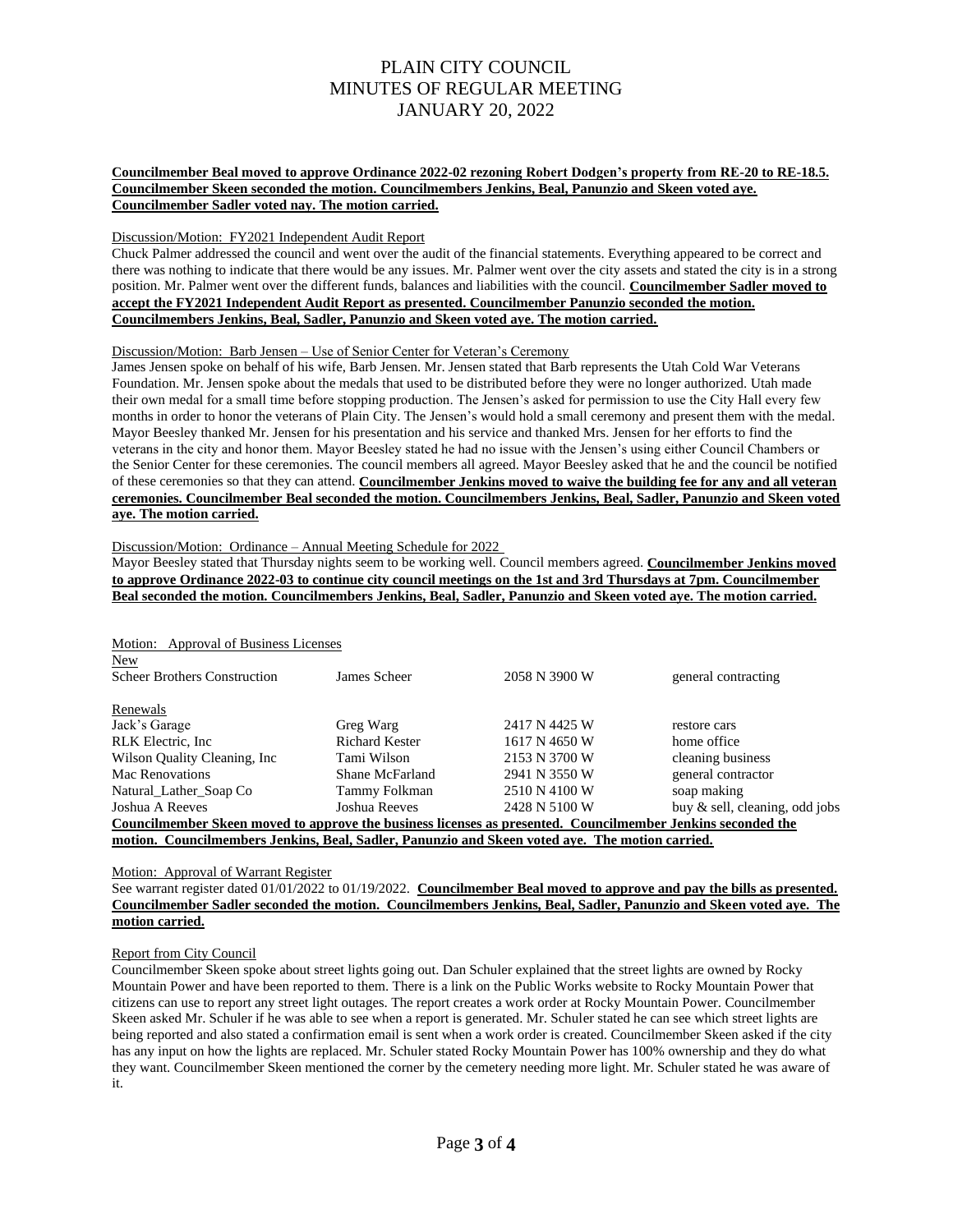# PLAIN CITY COUNCIL
# MINUTES OF REGULAR MEETING
# JANUARY 20, 2022

**Councilmember Beal moved to approve Ordinance 2022-02 rezoning Robert Dodgen's property from RE-20 to RE-18.5. Councilmember Skeen seconded the motion. Councilmembers Jenkins, Beal, Panunzio and Skeen voted aye. Councilmember Sadler voted nay. The motion carried.**

Discussion/Motion: FY2021 Independent Audit Report

Chuck Palmer addressed the council and went over the audit of the financial statements. Everything appeared to be correct and there was nothing to indicate that there would be any issues. Mr. Palmer went over the city assets and stated the city is in a strong position. Mr. Palmer went over the different funds, balances and liabilities with the council. **Councilmember Sadler moved to accept the FY2021 Independent Audit Report as presented. Councilmember Panunzio seconded the motion. Councilmembers Jenkins, Beal, Sadler, Panunzio and Skeen voted aye. The motion carried.**

Discussion/Motion: Barb Jensen – Use of Senior Center for Veteran's Ceremony

James Jensen spoke on behalf of his wife, Barb Jensen. Mr. Jensen stated that Barb represents the Utah Cold War Veterans Foundation. Mr. Jensen spoke about the medals that used to be distributed before they were no longer authorized. Utah made their own medal for a small time before stopping production. The Jensen's asked for permission to use the City Hall every few months in order to honor the veterans of Plain City. The Jensen's would hold a small ceremony and present them with the medal. Mayor Beesley thanked Mr. Jensen for his presentation and his service and thanked Mrs. Jensen for her efforts to find the veterans in the city and honor them. Mayor Beesley stated he had no issue with the Jensen's using either Council Chambers or the Senior Center for these ceremonies. The council members all agreed. Mayor Beesley asked that he and the council be notified of these ceremonies so that they can attend. **Councilmember Jenkins moved to waive the building fee for any and all veteran ceremonies. Councilmember Beal seconded the motion. Councilmembers Jenkins, Beal, Sadler, Panunzio and Skeen voted aye. The motion carried.**

Discussion/Motion: Ordinance – Annual Meeting Schedule for 2022

Mayor Beesley stated that Thursday nights seem to be working well. Council members agreed. **Councilmember Jenkins moved to approve Ordinance 2022-03 to continue city council meetings on the 1st and 3rd Thursdays at 7pm. Councilmember Beal seconded the motion. Councilmembers Jenkins, Beal, Sadler, Panunzio and Skeen voted aye. The motion carried.**

Motion: Approval of Business Licenses

| New | | | |
|---|---|---|---|
| Scheer Brothers Construction | James Scheer | 2058 N 3900 W | general contracting |
| **Renewals** | | | |
| Jack's Garage | Greg Warg | 2417 N 4425 W | restore cars |
| RLK Electric, Inc | Richard Kester | 1617 N 4650 W | home office |
| Wilson Quality Cleaning, Inc | Tami Wilson | 2153 N 3700 W | cleaning business |
| Mac Renovations | Shane McFarland | 2941 N 3550 W | general contractor |
| Natural_Lather_Soap Co | Tammy Folkman | 2510 N 4100 W | soap making |
| Joshua A Reeves | Joshua Reeves | 2428 N 5100 W | buy & sell, cleaning, odd jobs |

**Councilmember Skeen moved to approve the business licenses as presented. Councilmember Jenkins seconded the motion. Councilmembers Jenkins, Beal, Sadler, Panunzio and Skeen voted aye. The motion carried.**

Motion: Approval of Warrant Register

See warrant register dated 01/01/2022 to 01/19/2022. **Councilmember Beal moved to approve and pay the bills as presented. Councilmember Sadler seconded the motion. Councilmembers Jenkins, Beal, Sadler, Panunzio and Skeen voted aye. The motion carried.**

Report from City Council

Councilmember Skeen spoke about street lights going out. Dan Schuler explained that the street lights are owned by Rocky Mountain Power and have been reported to them. There is a link on the Public Works website to Rocky Mountain Power that citizens can use to report any street light outages. The report creates a work order at Rocky Mountain Power. Councilmember Skeen asked Mr. Schuler if he was able to see when a report is generated. Mr. Schuler stated he can see which street lights are being reported and also stated a confirmation email is sent when a work order is created. Councilmember Skeen asked if the city has any input on how the lights are replaced. Mr. Schuler stated Rocky Mountain Power has 100% ownership and they do what they want. Councilmember Skeen mentioned the corner by the cemetery needing more light. Mr. Schuler stated he was aware of it.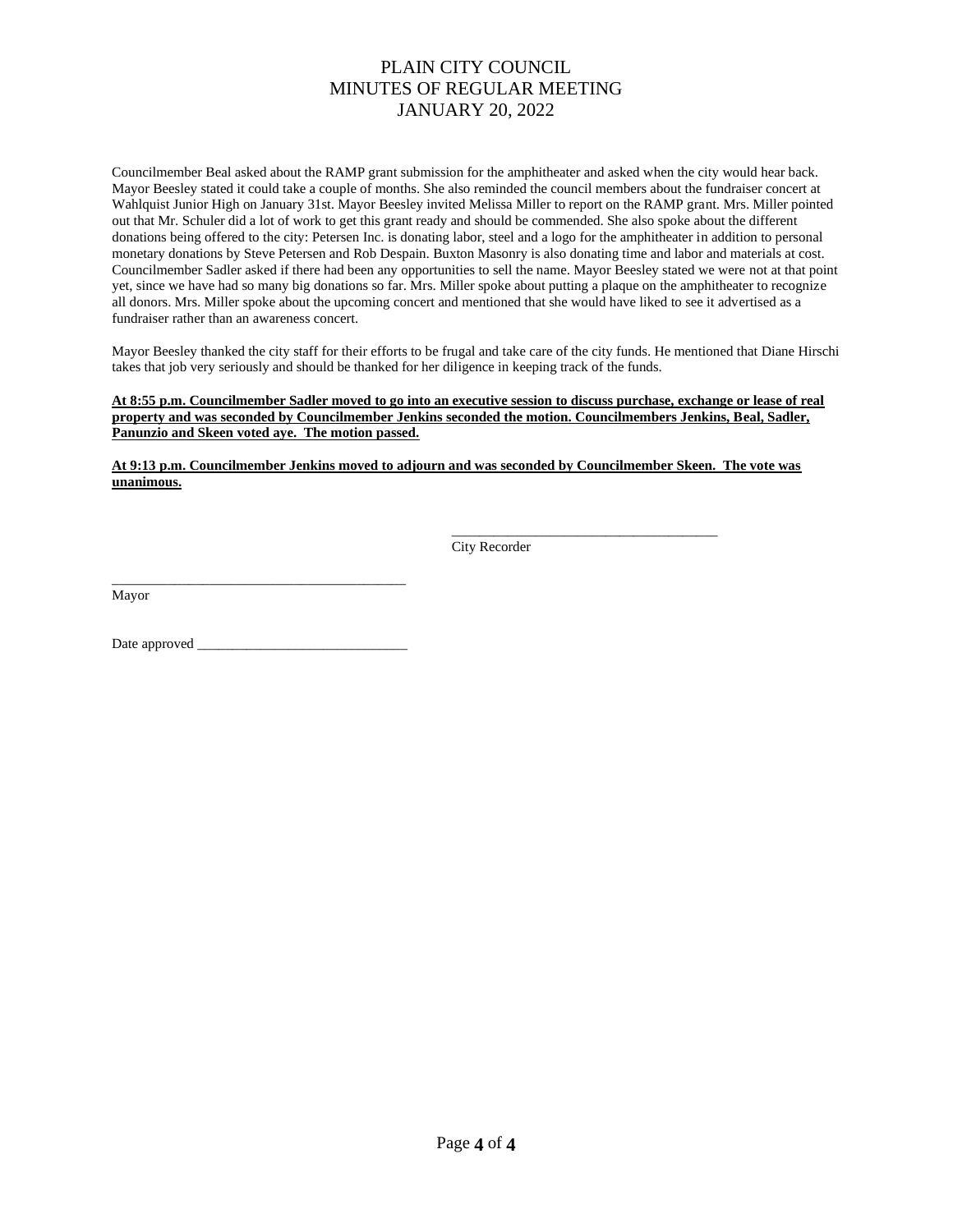Councilmember Beal asked about the RAMP grant submission for the amphitheater and asked when the city would hear back. Mayor Beesley stated it could take a couple of months. She also reminded the council members about the fundraiser concert at Wahlquist Junior High on January 31st. Mayor Beesley invited Melissa Miller to report on the RAMP grant. Mrs. Miller pointed out that Mr. Schuler did a lot of work to get this grant ready and should be commended. She also spoke about the different donations being offered to the city: Petersen Inc. is donating labor, steel and a logo for the amphitheater in addition to personal monetary donations by Steve Petersen and Rob Despain. Buxton Masonry is also donating time and labor and materials at cost. Councilmember Sadler asked if there had been any opportunities to sell the name. Mayor Beesley stated we were not at that point yet, since we have had so many big donations so far. Mrs. Miller spoke about putting a plaque on the amphitheater to recognize all donors. Mrs. Miller spoke about the upcoming concert and mentioned that she would have liked to see it advertised as a fundraiser rather than an awareness concert.

Mayor Beesley thanked the city staff for their efforts to be frugal and take care of the city funds. He mentioned that Diane Hirschi takes that job very seriously and should be thanked for her diligence in keeping track of the funds.

**At 8:55 p.m. Councilmember Sadler moved to go into an executive session to discuss purchase, exchange or lease of real property and was seconded by Councilmember Jenkins seconded the motion. Councilmembers Jenkins, Beal, Sadler, Panunzio and Skeen voted aye. The motion passed.**

**At 9:13 p.m. Councilmember Jenkins moved to adjourn and was seconded by Councilmember Skeen. The vote was unanimous.**

\_\_\_\_\_\_\_\_\_\_\_\_\_\_\_\_\_\_\_\_\_\_\_\_\_\_\_\_\_\_\_\_\_\_\_\_\_\_
City Recorder

\_\_\_\_\_\_\_\_\_\_\_\_\_\_\_\_\_\_\_\_\_\_\_\_\_\_\_\_\_\_\_\_\_\_\_\_\_\_\_\_\_\_
Mayor

Date approved \_\_\_\_\_\_\_\_\_\_\_\_\_\_\_\_\_\_\_\_\_\_\_\_\_\_\_\_\_\_